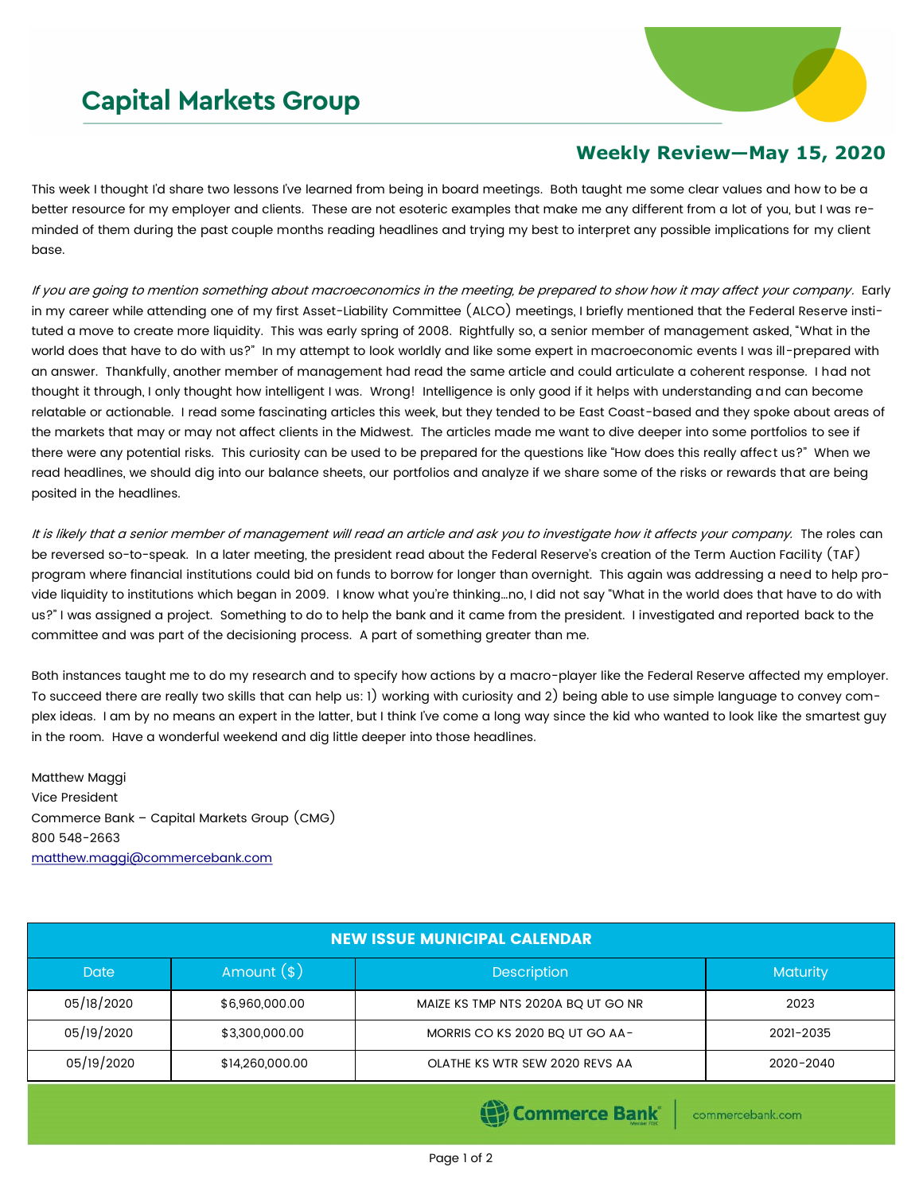# Capital Markets Group

## Weekly Review—May 15, 2020

This week I thought I'd share two lessons I've learned from being in board meetings. Both taught me some clear values and how to be a better resource for my employer and clients. These are not esoteric examples that make me any different from a lot of you, but I was reminded of them during the past couple months reading headlines and trying my best to interpret any possible implications for my client base.

*If you are going to mention something about macroeconomics in the meeting, be prepared to show how it may affect your company.* Early in my career while attending one of my first Asset-Liability Committee (ALCO) meetings, I briefly mentioned that the Federal Reserve instituted a move to create more liquidity. This was early spring of 2008. Rightfully so, a senior member of management asked, "What in the world does that have to do with us?" In my attempt to look worldly and like some expert in macroeconomic events I was ill-prepared with an answer. Thankfully, another member of management had read the same article and could articulate a coherent response. I had not thought it through, I only thought how intelligent I was. Wrong! Intelligence is only good if it helps with understanding and can become relatable or actionable. I read some fascinating articles this week, but they tended to be East Coast-based and they spoke about areas of the markets that may or may not affect clients in the Midwest. The articles made me want to dive deeper into some portfolios to see if there were any potential risks. This curiosity can be used to be prepared for the questions like "How does this really affect us?" When we read headlines, we should dig into our balance sheets, our portfolios and analyze if we share some of the risks or rewards that are being posited in the headlines.

*It is likely that a senior member of management will read an article and ask you to investigate how it affects your company.* The roles can be reversed so-to-speak. In a later meeting, the president read about the Federal Reserve's creation of the Term Auction Facility (TAF) program where financial institutions could bid on funds to borrow for longer than overnight. This again was addressing a need to help provide liquidity to institutions which began in 2009. I know what you're thinking…no, I did not say "What in the world does that have to do with us?" I was assigned a project. Something to do to help the bank and it came from the president. I investigated and reported back to the committee and was part of the decisioning process. A part of something greater than me.

Both instances taught me to do my research and to specify how actions by a macro-player like the Federal Reserve affected my employer. To succeed there are really two skills that can help us: 1) working with curiosity and 2) being able to use simple language to convey complex ideas. I am by no means an expert in the latter, but I think I've come a long way since the kid who wanted to look like the smartest guy in the room. Have a wonderful weekend and dig little deeper into those headlines.

Matthew Maggi
Vice President
Commerce Bank – Capital Markets Group (CMG)
800 548-2663
matthew.maggi@commercebank.com

| NEW ISSUE MUNICIPAL CALENDAR | | | |
|---|---|---|---|
| **Date** | **Amount ($)** | **Description** | **Maturity** |
| 05/18/2020 | $6,960,000.00 | MAIZE KS TMP NTS 2020A BQ UT GO NR | 2023 |
| 05/19/2020 | $3,300,000.00 | MORRIS CO KS 2020 BQ UT GO AA- | 2021-2035 |
| 05/19/2020 | $14,260,000.00 | OLATHE KS WTR SEW 2020 REVS AA | 2020-2040 |

Commerce Bank | commercebank.com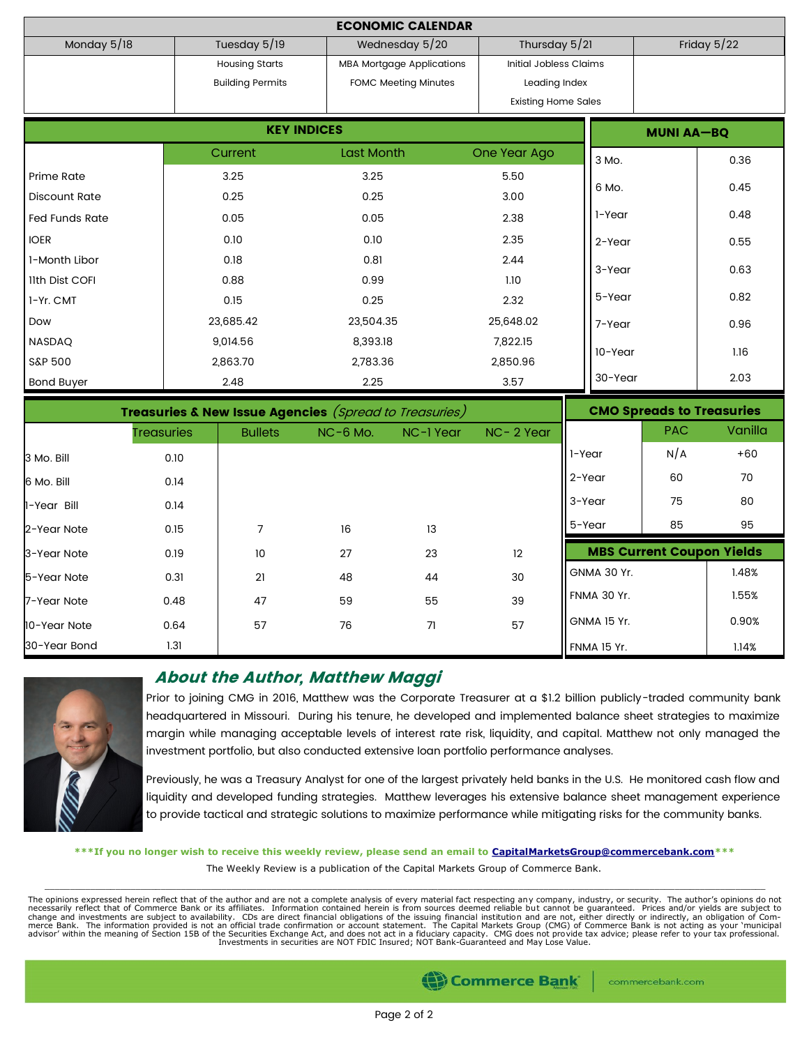## ECONOMIC CALENDAR

| Monday 5/18 | Tuesday 5/19 | Wednesday 5/20 | Thursday 5/21 | Friday 5/22 |
|---|---|---|---|---|
| | Housing Starts | MBA Mortgage Applications | Initial Jobless Claims | |
| | Building Permits | FOMC Meeting Minutes | Leading Index | |
| | | | Existing Home Sales | |

## KEY INDICES

| | Current | Last Month | One Year Ago |
|---|---|---|---|
| Prime Rate | 3.25 | 3.25 | 5.50 |
| Discount Rate | 0.25 | 0.25 | 3.00 |
| Fed Funds Rate | 0.05 | 0.05 | 2.38 |
| IOER | 0.10 | 0.10 | 2.35 |
| 1-Month Libor | 0.18 | 0.81 | 2.44 |
| 11th Dist COFI | 0.88 | 0.99 | 1.10 |
| 1-Yr. CMT | 0.15 | 0.25 | 2.32 |
| Dow | 23,685.42 | 23,504.35 | 25,648.02 |
| NASDAQ | 9,014.56 | 8,393.18 | 7,822.15 |
| S&P 500 | 2,863.70 | 2,783.36 | 2,850.96 |
| Bond Buyer | 2.48 | 2.25 | 3.57 |

## MUNI AA—BQ

| | |
|---|---|
| 3 Mo. | 0.36 |
| 6 Mo. | 0.45 |
| 1-Year | 0.48 |
| 2-Year | 0.55 |
| 3-Year | 0.63 |
| 5-Year | 0.82 |
| 7-Year | 0.96 |
| 10-Year | 1.16 |
| 30-Year | 2.03 |

## Treasuries & New Issue Agencies *(Spread to Treasuries)*

| | Treasuries | Bullets | NC-6 Mo. | NC-1 Year | NC- 2 Year |
|---|---|---|---|---|---|
| 3 Mo. Bill | 0.10 | | | | |
| 6 Mo. Bill | 0.14 | | | | |
| 1-Year Bill | 0.14 | | | | |
| 2-Year Note | 0.15 | 7 | 16 | 13 | |
| 3-Year Note | 0.19 | 10 | 27 | 23 | 12 |
| 5-Year Note | 0.31 | 21 | 48 | 44 | 30 |
| 7-Year Note | 0.48 | 47 | 59 | 55 | 39 |
| 10-Year Note | 0.64 | 57 | 76 | 71 | 57 |
| 30-Year Bond | 1.31 | | | | |

## CMO Spreads to Treasuries

| | PAC | Vanilla |
|---|---|---|
| 1-Year | N/A | +60 |
| 2-Year | 60 | 70 |
| 3-Year | 75 | 80 |
| 5-Year | 85 | 95 |

## MBS Current Coupon Yields

| | |
|---|---|
| GNMA 30 Yr. | 1.48% |
| FNMA 30 Yr. | 1.55% |
| GNMA 15 Yr. | 0.90% |
| FNMA 15 Yr. | 1.14% |

## *About the Author, Matthew Maggi*

Prior to joining CMG in 2016, Matthew was the Corporate Treasurer at a $1.2 billion publicly-traded community bank headquartered in Missouri. During his tenure, he developed and implemented balance sheet strategies to maximize margin while managing acceptable levels of interest rate risk, liquidity, and capital. Matthew not only managed the investment portfolio, but also conducted extensive loan portfolio performance analyses.

Previously, he was a Treasury Analyst for one of the largest privately held banks in the U.S. He monitored cash flow and liquidity and developed funding strategies. Matthew leverages his extensive balance sheet management experience to provide tactical and strategic solutions to maximize performance while mitigating risks for the community banks.

**\*\*\*If you no longer wish to receive this weekly review, please send an email to CapitalMarketsGroup@commercebank.com\*\*\***

The Weekly Review is a publication of the Capital Markets Group of Commerce Bank.

The opinions expressed herein reflect that of the author and are not a complete analysis of every material fact respecting any company, industry, or security. The author's opinions do not necessarily reflect that of Commerce Bank or its affiliates. Information contained herein is from sources deemed reliable but cannot be guaranteed. Prices and/or yields are subject to change and investments are subject to availability. CDs are direct financial obligations of the issuing financial institution and are not, either directly or indirectly, an obligation of Commerce Bank. The information provided is not an official trade confirmation or account statement. The Capital Markets Group (CMG) of Commerce Bank is not acting as your 'municipal advisor' within the meaning of Section 15B of the Securities Exchange Act, and does not act in a fiduciary capacity. CMG does not provide tax advice; please refer to your tax professional. Investments in securities are NOT FDIC Insured; NOT Bank-Guaranteed and May Lose Value.

Commerce Bank | commercebank.com